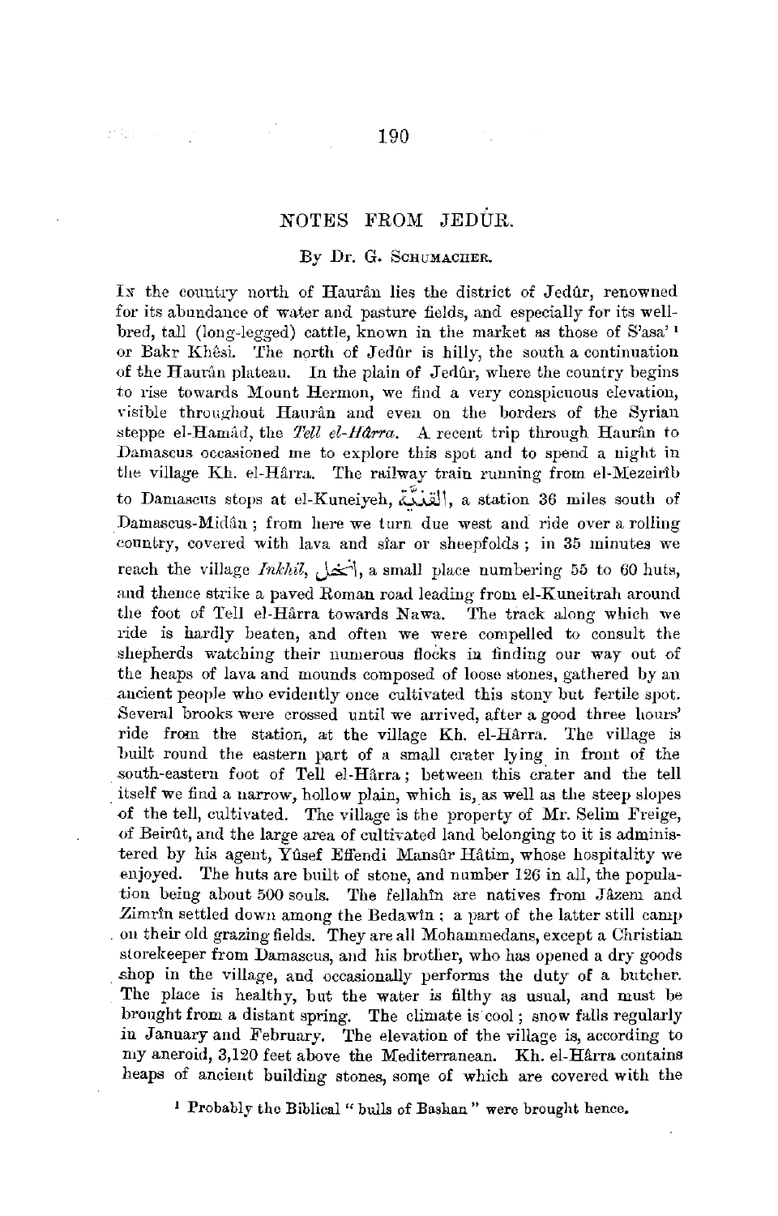# NOTES FROM JEDÛR.

By Dr. G. Schumacher.

In the country north of Haurân lies the district of Jedûr, renowned for its abundance of water and pasture fields, and especially for its well-bred, tall (long-legged) cattle, known in the market as those of S'asa'[1] or Bakr Khêsi. The north of Jedûr is hilly, the south a continuation of the Haurân plateau. In the plain of Jedûr, where the country begins to rise towards Mount Hermon, we find a very conspicuous elevation, visible throughout Haurân and even on the borders of the Syrian steppe el-Hamâd, the *Tell el-Hârra*. A recent trip through Haurân to Damascus occasioned me to explore this spot and to spend a night in the village Kh. el-Hârra. The railway train running from el-Mezeirîb to Damascus stops at el-Kuneiyeh, القنية, a station 36 miles south of Damascus-Midân; from here we turn due west and ride over a rolling country, covered with lava and sîar or sheepfolds; in 35 minutes we reach the village *Inkhil*, انخل, a small place numbering 55 to 60 huts, and thence strike a paved Roman road leading from el-Kuneitrah around the foot of Tell el-Hârra towards Nawa. The track along which we ride is hardly beaten, and often we were compelled to consult the shepherds watching their numerous flocks in finding our way out of the heaps of lava and mounds composed of loose stones, gathered by an ancient people who evidently once cultivated this stony but fertile spot. Several brooks were crossed until we arrived, after a good three hours' ride from the station, at the village Kh. el-Hârra. The village is built round the eastern part of a small crater lying in front of the south-eastern foot of Tell el-Hârra; between this crater and the tell itself we find a narrow, hollow plain, which is, as well as the steep slopes of the tell, cultivated. The village is the property of Mr. Selim Freige, of Beirût, and the large area of cultivated land belonging to it is administered by his agent, Yûsef Effendi Mansûr Hâtim, whose hospitality we enjoyed. The huts are built of stone, and number 126 in all, the population being about 500 souls. The fellahîn are natives from Jâzem and Zimrîn settled down among the Bedawîn; a part of the latter still camp on their old grazing fields. They are all Mohammedans, except a Christian storekeeper from Damascus, and his brother, who has opened a dry goods shop in the village, and occasionally performs the duty of a butcher. The place is healthy, but the water is filthy as usual, and must be brought from a distant spring. The climate is cool; snow falls regularly in January and February. The elevation of the village is, according to my aneroid, 3,120 feet above the Mediterranean. Kh. el-Hârra contains heaps of ancient building stones, some of which are covered with the

[1] Probably the Biblical "bulls of Bashan" were brought hence.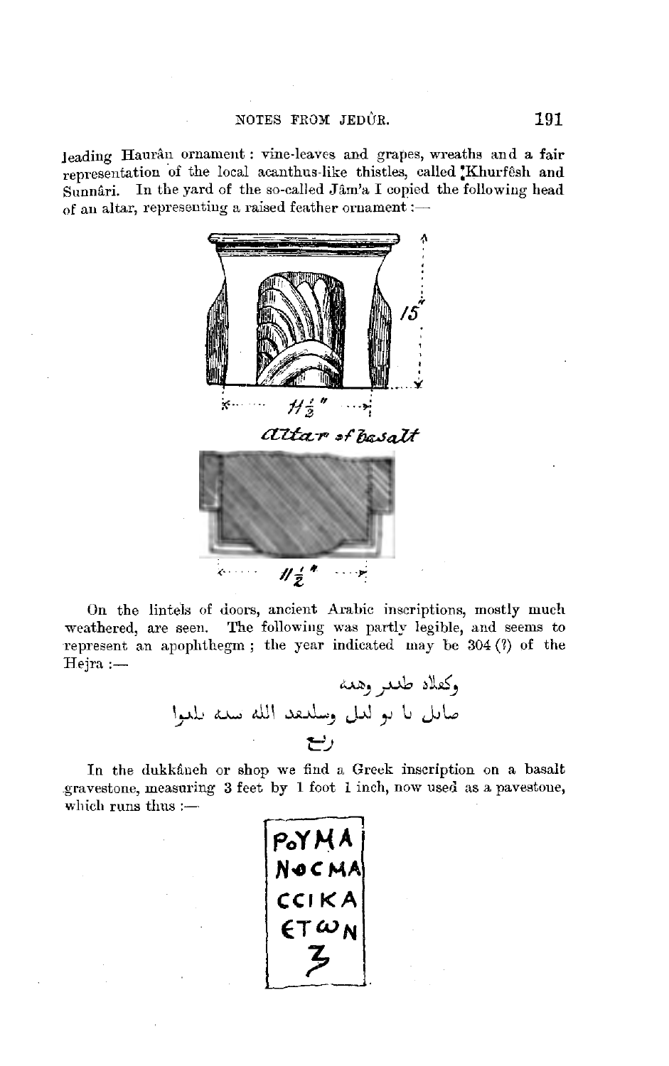leading Haurân ornament: vine-leaves and grapes, wreaths and a fair representation of the local acanthus-like thistles, called Khurfêsh and Sunnâri. In the yard of the so-called Jâm'a I copied the following head of an altar, representing a raised feather ornament:—

15"

11½"

Altar of basalt

11½"

On the lintels of doors, ancient Arabic inscriptions, mostly much weathered, are seen. The following was partly legible, and seems to represent an apophthegm; the year indicated may be 304 (?) of the Hejra:—

وكعلاه طدر وهده

صابل با بو لدل وسلدعد الله سده بلعوا

ربع

In the dukkâneh or shop we find a Greek inscription on a basalt gravestone, measuring 3 feet by 1 foot 1 inch, now used as a pavestone, which runs thus:—

ΡΟΥΜΑ
ΝΟϹΜΑ
ϹϹΙΚΑ
ЄΤωΝ
Ζ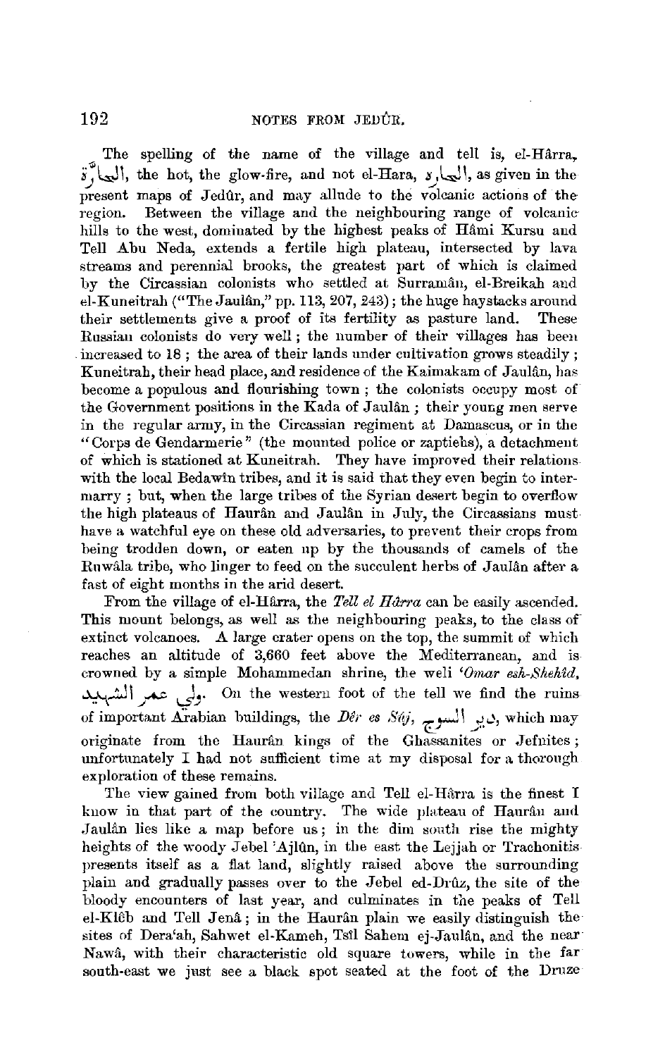The spelling of the name of the village and tell is, el-Hârra, الحارّة, the hot, the glow-fire, and not el-Hara, الحارة, as given in the present maps of Jedûr, and may allude to the volcanic actions of the region. Between the village and the neighbouring range of volcanic hills to the west, dominated by the highest peaks of Hâmi Kursu and Tell Abu Neda, extends a fertile high plateau, intersected by lava streams and perennial brooks, the greatest part of which is claimed by the Circassian colonists who settled at Surramân, el-Breikah and el-Kuneitrah ("The Jaulân," pp. 113, 207, 243); the huge haystacks around their settlements give a proof of its fertility as pasture land. These Russian colonists do very well; the number of their villages has been increased to 18; the area of their lands under cultivation grows steadily; Kuneitrah, their head place, and residence of the Kaimakam of Jaulân, has become a populous and flourishing town; the colonists occupy most of the Government positions in the Kada of Jaulân; their young men serve in the regular army, in the Circassian regiment at Damascus, or in the "Corps de Gendarmerie" (the mounted police or zaptiehs), a detachment of which is stationed at Kuneitrah. They have improved their relations with the local Bedawîn tribes, and it is said that they even begin to intermarry; but, when the large tribes of the Syrian desert begin to overflow the high plateaus of Haurân and Jaulân in July, the Circassians must have a watchful eye on these old adversaries, to prevent their crops from being trodden down, or eaten up by the thousands of camels of the Ruwâla tribe, who linger to feed on the succulent herbs of Jaulân after a fast of eight months in the arid desert.

From the village of el-Hârra, the *Tell el Hârra* can be easily ascended. This mount belongs, as well as the neighbouring peaks, to the class of extinct volcanoes. A large crater opens on the top, the summit of which reaches an altitude of 3,660 feet above the Mediterranean, and is crowned by a simple Mohammedan shrine, the weli *'Omar esh-Shehîd*, ولي عمر الشهيد. On the western foot of the tell we find the ruins of important Arabian buildings, the *Dêr es Sûj*, دير السوج, which may originate from the Haurân kings of the Ghassanites or Jefnites; unfortunately I had not sufficient time at my disposal for a thorough exploration of these remains.

The view gained from both village and Tell el-Hârra is the finest I know in that part of the country. The wide plateau of Haurân and Jaulân lies like a map before us; in the dim south rise the mighty heights of the woody Jebel 'Ajlûn, in the east the Lejjah or Trachonitis presents itself as a flat land, slightly raised above the surrounding plain and gradually passes over to the Jebel ed-Drûz, the site of the bloody encounters of last year, and culminates in the peaks of Tell el-Klêb and Tell Jenâ; in the Haurân plain we easily distinguish the sites of Dera'ah, Sahwet el-Kameh, Tsîl Sahem ej-Jaulân, and the near Nawâ, with their characteristic old square towers, while in the far south-east we just see a black spot seated at the foot of the Druze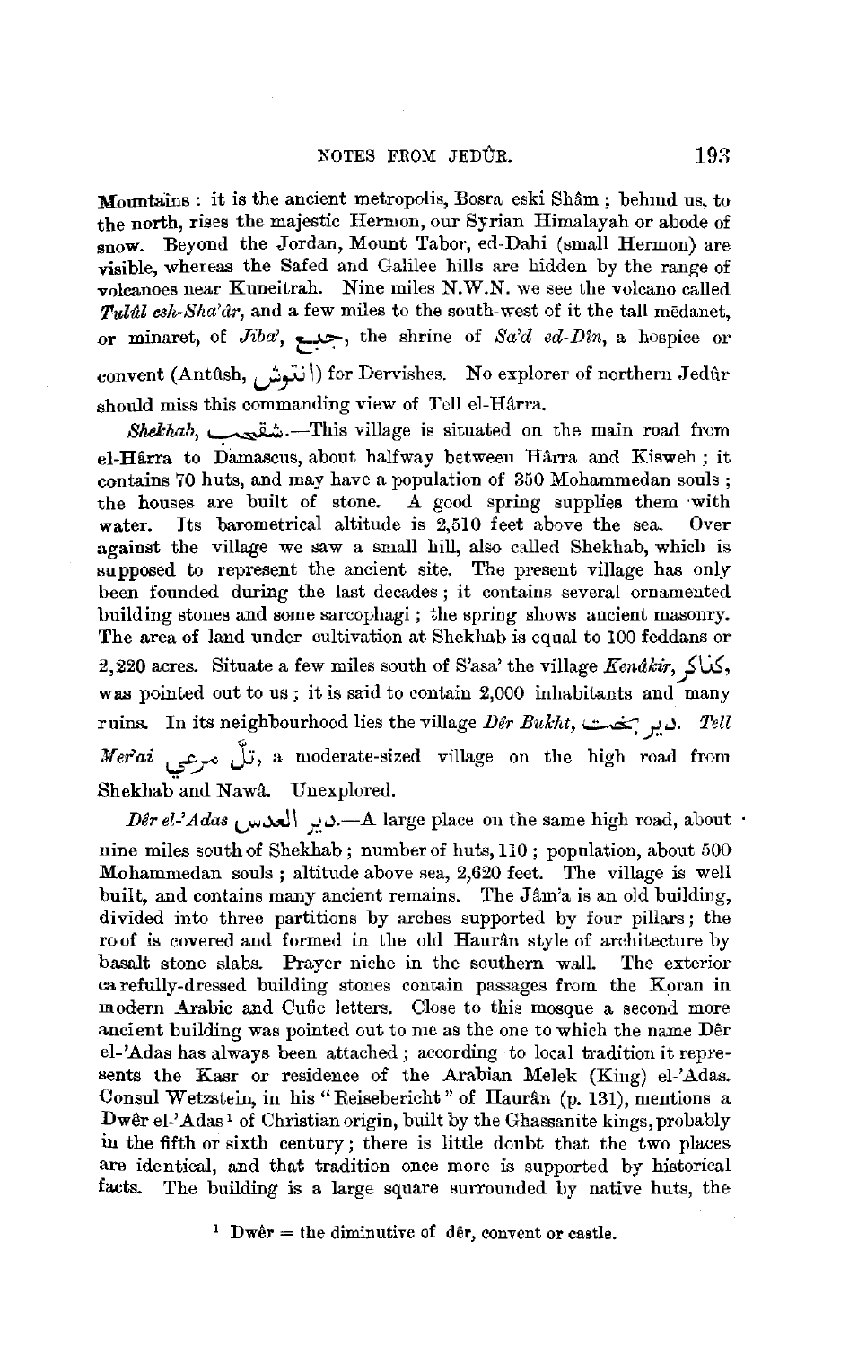Mountains : it is the ancient metropolis, Bosra eski Shâm ; behind us, to the north, rises the majestic Hermon, our Syrian Himalayah or abode of snow. Beyond the Jordan, Mount Tabor, ed-Dahi (small Hermon) are visible, whereas the Safed and Galilee hills are hidden by the range of volcanoes near Kuneitrah. Nine miles N.W.N. we see the volcano called *Tulûl esh-Sha'âr*, and a few miles to the south-west of it the tall mēdanet, or minaret, of *Jiba'*, جبع, the shrine of *Sa'd ed-Dîn*, a hospice or convent (Antûsh, انتوش) for Dervishes. No explorer of northern Jedûr should miss this commanding view of Tell el-Hârra.

*Shekhab*, شقحب.—This village is situated on the main road from el-Hârra to Damascus, about halfway between Hârra and Kisweh ; it contains 70 huts, and may have a population of 350 Mohammedan souls ; the houses are built of stone. A good spring supplies them with water. Its barometrical altitude is 2,510 feet above the sea. Over against the village we saw a small hill, also called Shekhab, which is supposed to represent the ancient site. The present village has only been founded during the last decades ; it contains several ornamented building stones and some sarcophagi ; the spring shows ancient masonry. The area of land under cultivation at Shekhab is equal to 100 feddans or 2,220 acres. Situate a few miles south of S'asa' the village *Kenâkir*, كناكر, was pointed out to us ; it is said to contain 2,000 inhabitants and many ruins. In its neighbourhood lies the village *Dêr Bukht*, دير بخت. *Tell Mer'ai* تلّ مرعي, a moderate-sized village on the high road from Shekhab and Nawâ. Unexplored.

*Dêr el-'Adas* دير العدس.—A large place on the same high road, about nine miles south of Shekhab ; number of huts, 110 ; population, about 500 Mohammedan souls ; altitude above sea, 2,620 feet. The village is well built, and contains many ancient remains. The Jâm'a is an old building, divided into three partitions by arches supported by four pillars ; the roof is covered and formed in the old Haurân style of architecture by basalt stone slabs. Prayer niche in the southern wall. The exterior carefully-dressed building stones contain passages from the Koran in modern Arabic and Cufic letters. Close to this mosque a second more ancient building was pointed out to me as the one to which the name Dêr el-'Adas has always been attached ; according to local tradition it represents the Kasr or residence of the Arabian Melek (King) el-'Adas. Consul Wetzstein, in his "Reisebericht" of Haurân (p. 131), mentions a Dwêr el-'Adas[1] of Christian origin, built by the Ghassanite kings, probably in the fifth or sixth century ; there is little doubt that the two places are identical, and that tradition once more is supported by historical facts. The building is a large square surrounded by native huts, the

[1] Dwêr = the diminutive of dêr, convent or castle.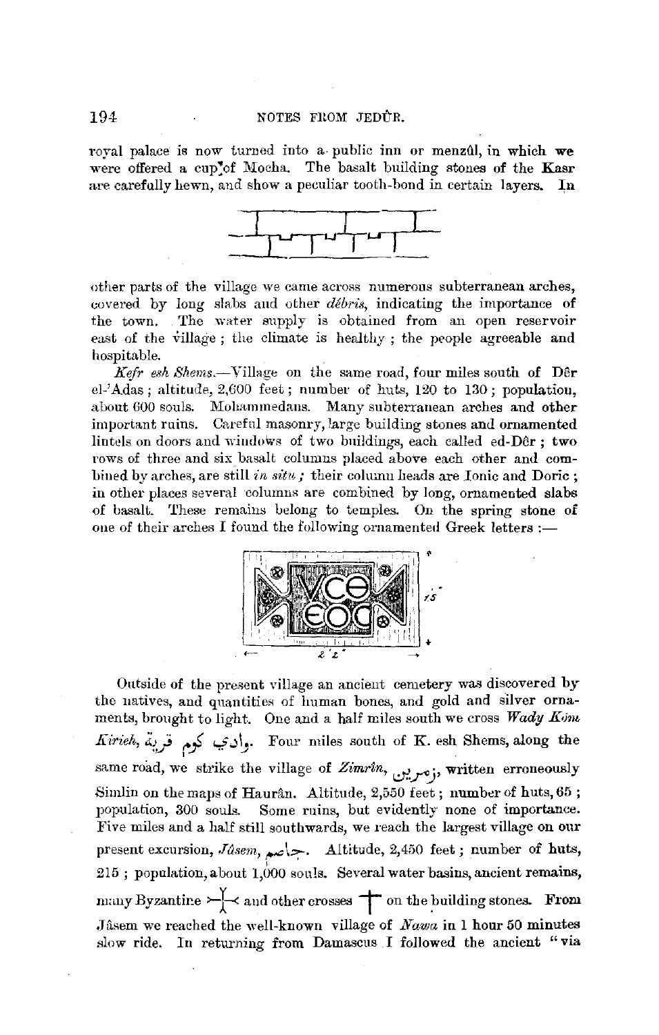royal palace is now turned into a public inn or menzûl, in which we were offered a cup of Mocha. The basalt building stones of the Kasr are carefully hewn, and show a peculiar tooth-bond in certain layers. In other parts of the village we came across numerous subterranean arches, covered by long slabs and other *débris*, indicating the importance of the town. The water supply is obtained from an open reservoir east of the village; the climate is healthy; the people agreeable and hospitable.

*Kefr esh Shems.*—Village on the same road, four miles south of Dêr el-'Adas; altitude, 2,600 feet; number of huts, 120 to 130; population, about 600 souls. Mohammedans. Many subterranean arches and other important ruins. Careful masonry, large building stones and ornamented lintels on doors and windows of two buildings, each called ed-Dêr; two rows of three and six basalt columns placed above each other and combined by arches, are still *in situ*; their column heads are Ionic and Doric; in other places several columns are combined by long, ornamented slabs of basalt. These remains belong to temples. On the spring stone of one of their arches I found the following ornamented Greek letters:—

ΥCΘ
ΕΟC

Outside of the present village an ancient cemetery was discovered by the natives, and quantities of human bones, and gold and silver ornaments, brought to light. One and a half miles south we cross *Wady Kôm Kirieh*, وادي كوم قرية. Four miles south of K. esh Shems, along the same road, we strike the village of *Zimrîn*, زمرين, written erroneously Simlin on the maps of Haurân. Altitude, 2,550 feet; number of huts, 65; population, 300 souls. Some ruins, but evidently none of importance. Five miles and a half still southwards, we reach the largest village on our present excursion, *Jâsem*, جاسم. Altitude, 2,450 feet; number of huts, 215; population, about 1,000 souls. Several water basins, ancient remains, many Byzantine and other crosses on the building stones. From Jâsem we reached the well-known village of *Nawa* in 1 hour 50 minutes slow ride. In returning from Damascus I followed the ancient "via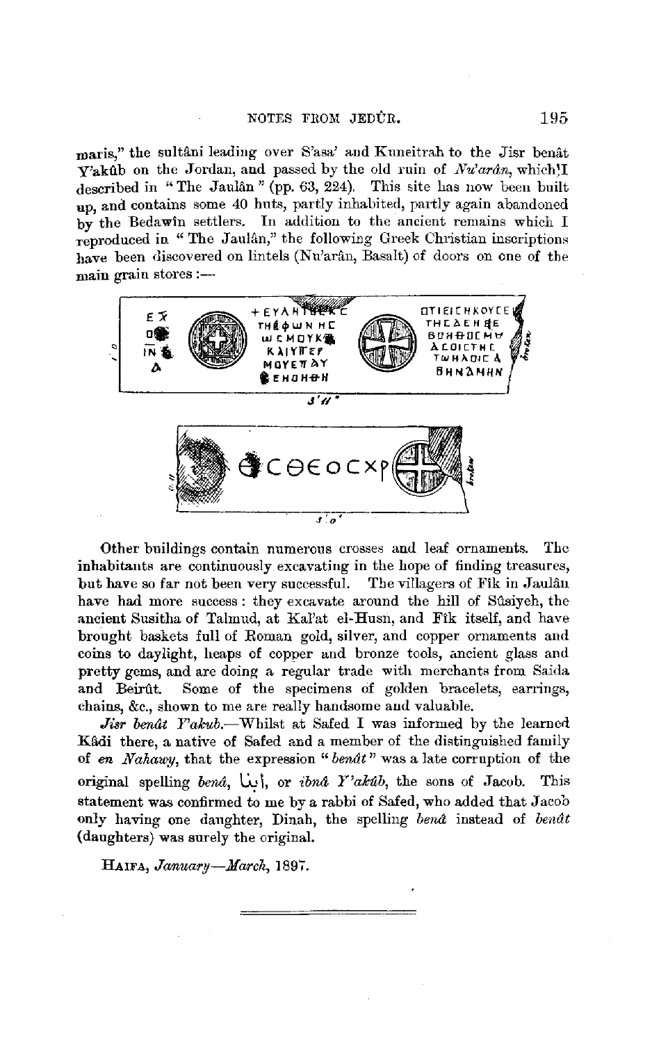maris," the sultâni leading over S'asa' and Kuneitrah to the Jisr benât Y'akûb on the Jordan, and passed by the old ruin of *Nu'arân*, which I described in "The Jaulân" (pp. 63, 224). This site has now been built up, and contains some 40 huts, partly inhabited, partly again abandoned by the Bedawîn settlers. In addition to the ancient remains which I reproduced in "The Jaulân," the following Greek Christian inscriptions have been discovered on lintels (Nu'arân, Basalt) of doors on one of the main grain stores:—

Other buildings contain numerous crosses and leaf ornaments. The inhabitants are continuously excavating in the hope of finding treasures, but have so far not been very successful. The villagers of Fîk in Jaulân have had more success: they excavate around the hill of Sûsiyeh, the ancient Susitha of Talmud, at Kal'at el-Husn, and Fîk itself, and have brought baskets full of Roman gold, silver, and copper ornaments and coins to daylight, heaps of copper and bronze tools, ancient glass and pretty gems, and are doing a regular trade with merchants from Saida and Beirût. Some of the specimens of golden bracelets, earrings, chains, &c., shown to me are really handsome and valuable.

*Jisr benât Y'akub.*—Whilst at Safed I was informed by the learned Kâdi there, a native of Safed and a member of the distinguished family of *en Nahawy*, that the expression "*benât*" was a late corruption of the original spelling *benâ*, بنا, or *ibnâ Y'akûb*, the sons of Jacob. This statement was confirmed to me by a rabbi of Safed, who added that Jacob only having one daughter, Dinah, the spelling *benâ* instead of *benât* (daughters) was surely the original.

HAIFA, *January—March*, 1897.